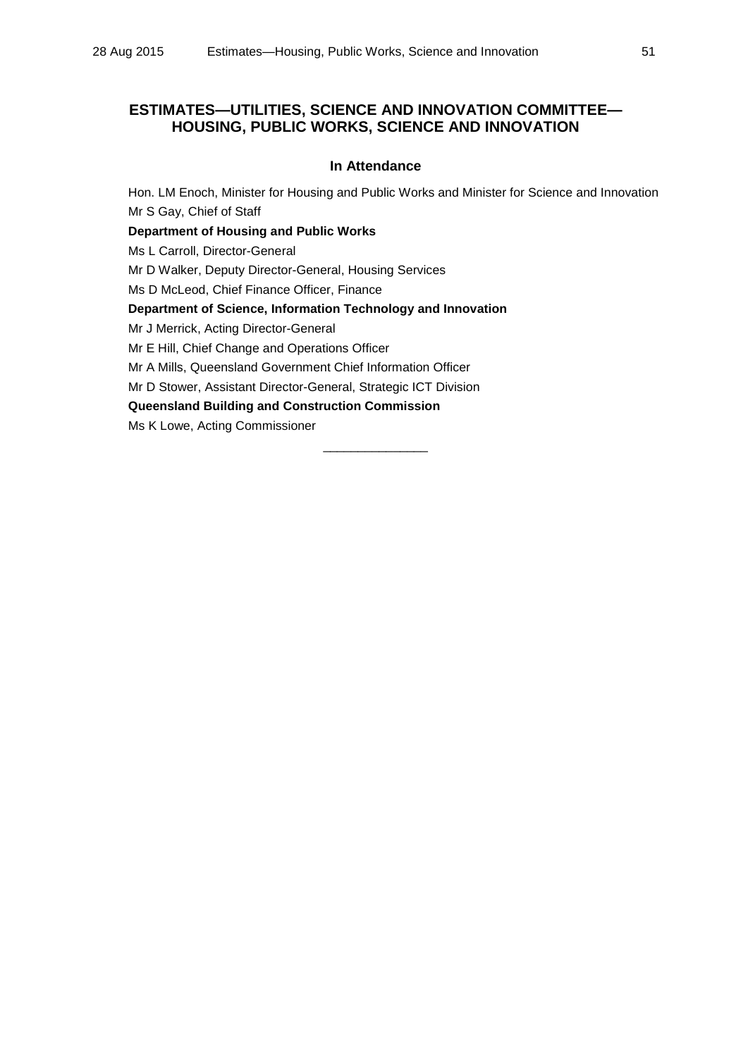# ESTIMATES—UTILITIES, SCIENCE AND INNOVATION COMMITTEE—HOUSING, PUBLIC WORKS, SCIENCE AND INNOVATION

## In Attendance

Hon. LM Enoch, Minister for Housing and Public Works and Minister for Science and Innovation

Mr S Gay, Chief of Staff

**Department of Housing and Public Works**

Ms L Carroll, Director-General

Mr D Walker, Deputy Director-General, Housing Services

Ms D McLeod, Chief Finance Officer, Finance

**Department of Science, Information Technology and Innovation**

Mr J Merrick, Acting Director-General

Mr E Hill, Chief Change and Operations Officer

Mr A Mills, Queensland Government Chief Information Officer

Mr D Stower, Assistant Director-General, Strategic ICT Division

**Queensland Building and Construction Commission**

Ms K Lowe, Acting Commissioner

---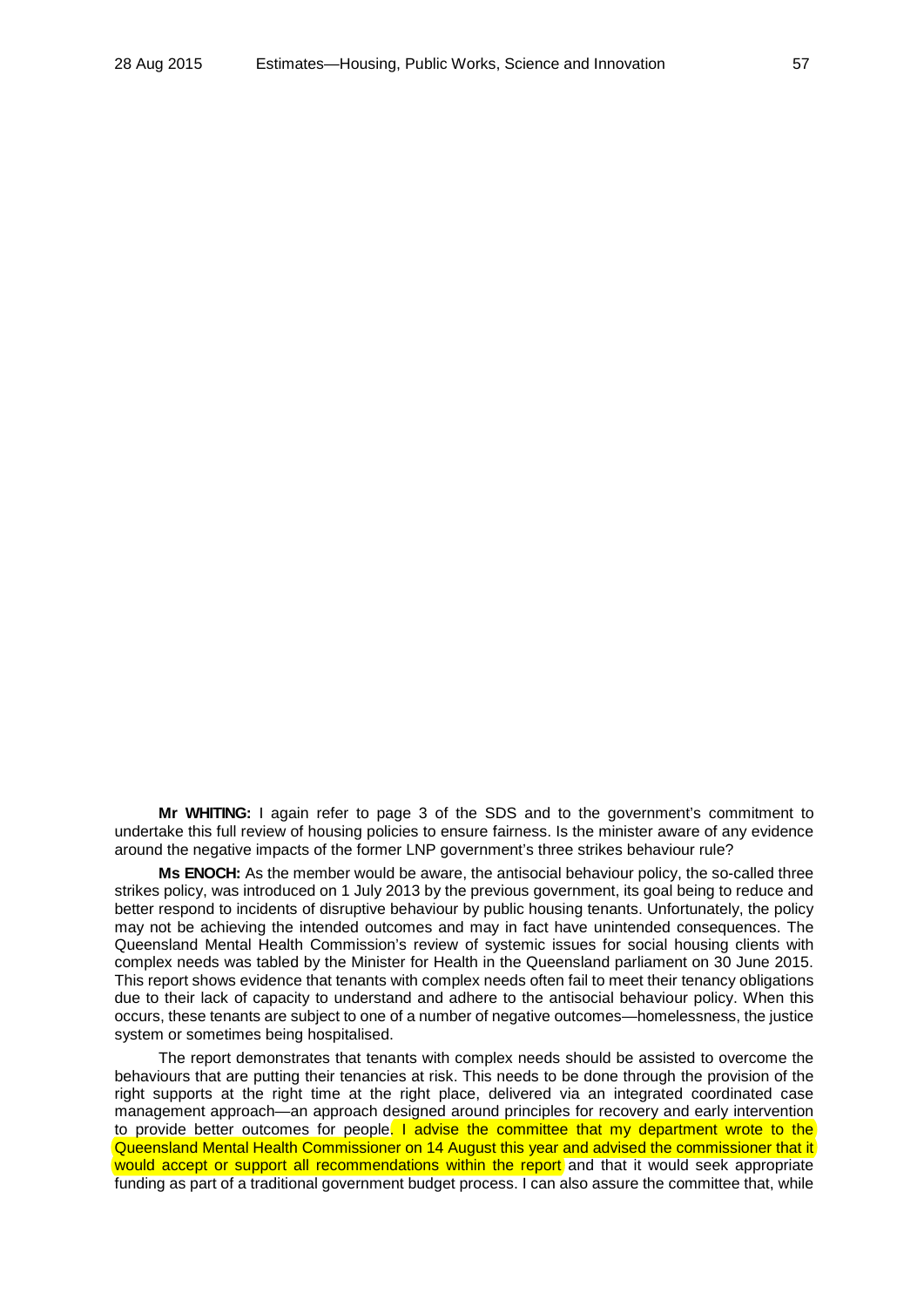**Mr WHITING:** I again refer to page 3 of the SDS and to the government's commitment to undertake this full review of housing policies to ensure fairness. Is the minister aware of any evidence around the negative impacts of the former LNP government's three strikes behaviour rule?

**Ms ENOCH:** As the member would be aware, the antisocial behaviour policy, the so-called three strikes policy, was introduced on 1 July 2013 by the previous government, its goal being to reduce and better respond to incidents of disruptive behaviour by public housing tenants. Unfortunately, the policy may not be achieving the intended outcomes and may in fact have unintended consequences. The Queensland Mental Health Commission's review of systemic issues for social housing clients with complex needs was tabled by the Minister for Health in the Queensland parliament on 30 June 2015. This report shows evidence that tenants with complex needs often fail to meet their tenancy obligations due to their lack of capacity to understand and adhere to the antisocial behaviour policy. When this occurs, these tenants are subject to one of a number of negative outcomes—homelessness, the justice system or sometimes being hospitalised.

The report demonstrates that tenants with complex needs should be assisted to overcome the behaviours that are putting their tenancies at risk. This needs to be done through the provision of the right supports at the right time at the right place, delivered via an integrated coordinated case management approach—an approach designed around principles for recovery and early intervention to provide better outcomes for people. I advise the committee that my department wrote to the Queensland Mental Health Commissioner on 14 August this year and advised the commissioner that it would accept or support all recommendations within the report and that it would seek appropriate funding as part of a traditional government budget process. I can also assure the committee that, while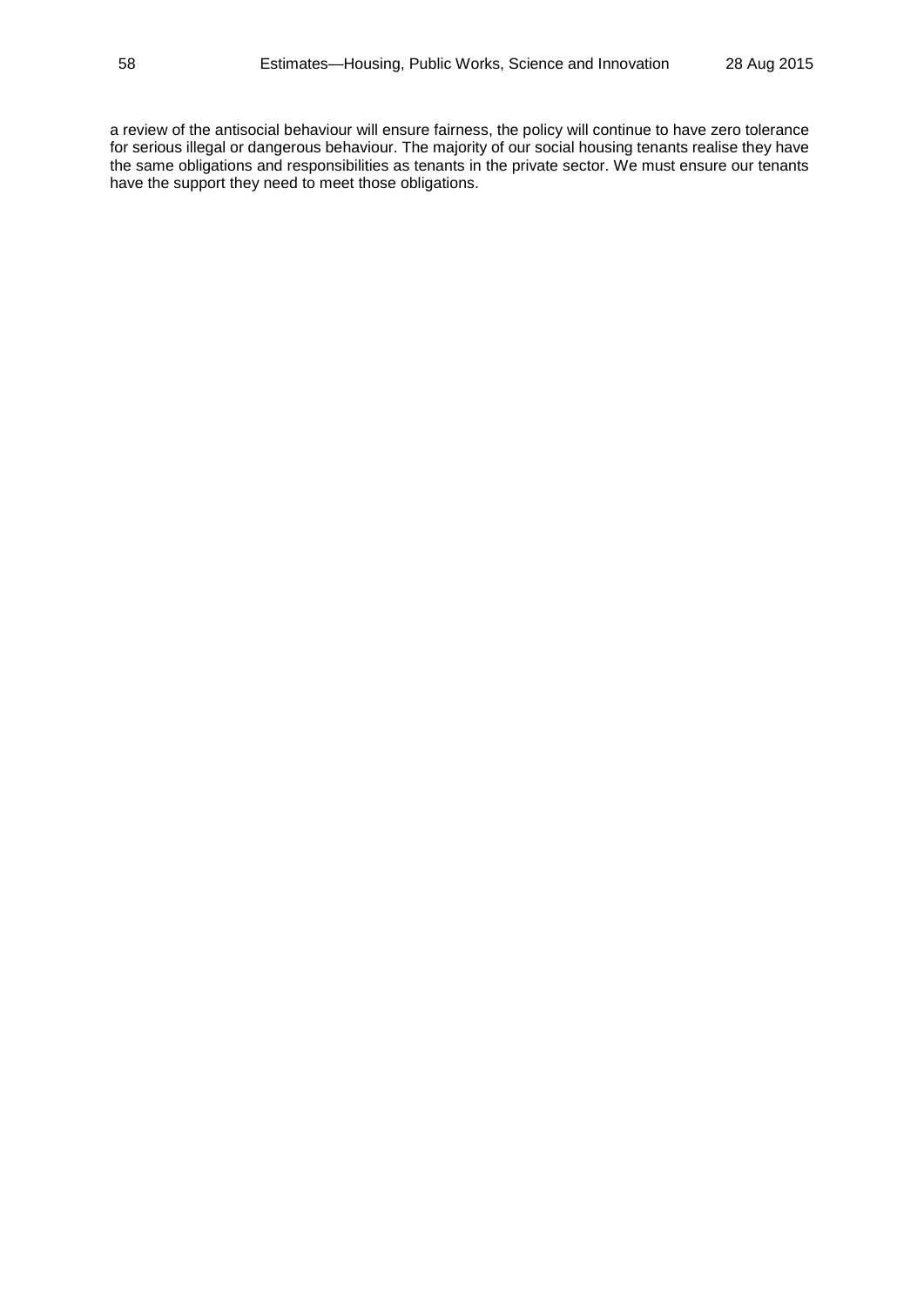a review of the antisocial behaviour will ensure fairness, the policy will continue to have zero tolerance for serious illegal or dangerous behaviour. The majority of our social housing tenants realise they have the same obligations and responsibilities as tenants in the private sector. We must ensure our tenants have the support they need to meet those obligations.